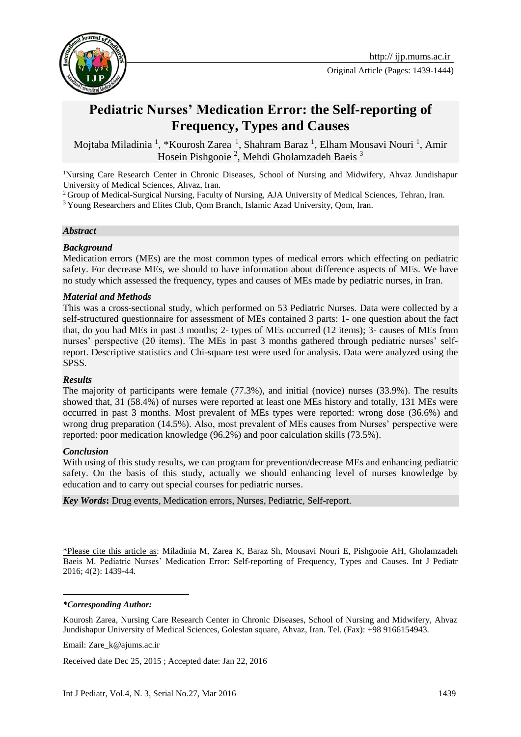Original Article (Pages: 1439-1444)

# Pediatric Nurses' Medication Error: the Self-reporting of Frequency, Types and Causes

Mojtaba Miladinia [1], *Kourosh Zarea [1], Shahram Baraz [1], Elham Mousavi Nouri [1], Amir Hosein Pishgooie [2], Mehdi Gholamzadeh Baeis [3]

[1]Nursing Care Research Center in Chronic Diseases, School of Nursing and Midwifery, Ahvaz Jundishapur University of Medical Sciences, Ahvaz, Iran.

[2] Group of Medical-Surgical Nursing, Faculty of Nursing, AJA University of Medical Sciences, Tehran, Iran.

[3] Young Researchers and Elites Club, Qom Branch, Islamic Azad University, Qom, Iran.

## *Abstract*

### *Background*

Medication errors (MEs) are the most common types of medical errors which effecting on pediatric safety. For decrease MEs, we should to have information about difference aspects of MEs. We have no study which assessed the frequency, types and causes of MEs made by pediatric nurses, in Iran.

### *Material and Methods*

This was a cross-sectional study, which performed on 53 Pediatric Nurses. Data were collected by a self-structured questionnaire for assessment of MEs contained 3 parts: 1- one question about the fact that, do you had MEs in past 3 months; 2- types of MEs occurred (12 items); 3- causes of MEs from nurses' perspective (20 items). The MEs in past 3 months gathered through pediatric nurses' self-report. Descriptive statistics and Chi-square test were used for analysis. Data were analyzed using the SPSS.

### *Results*

The majority of participants were female (77.3%), and initial (novice) nurses (33.9%). The results showed that, 31 (58.4%) of nurses were reported at least one MEs history and totally, 131 MEs were occurred in past 3 months. Most prevalent of MEs types were reported: wrong dose (36.6%) and wrong drug preparation (14.5%). Also, most prevalent of MEs causes from Nurses' perspective were reported: poor medication knowledge (96.2%) and poor calculation skills (73.5%).

### *Conclusion*

With using of this study results, we can program for prevention/decrease MEs and enhancing pediatric safety. On the basis of this study, actually we should enhancing level of nurses knowledge by education and to carry out special courses for pediatric nurses.

***Key Words*:** Drug events, Medication errors, Nurses, Pediatric, Self-report.

\*Please cite this article as: Miladinia M, Zarea K, Baraz Sh, Mousavi Nouri E, Pishgooie AH, Gholamzadeh Baeis M. Pediatric Nurses' Medication Error: Self-reporting of Frequency, Types and Causes. Int J Pediatr 2016; 4(2): 1439-44.

***\*Corresponding Author:***

Kourosh Zarea, Nursing Care Research Center in Chronic Diseases, School of Nursing and Midwifery, Ahvaz Jundishapur University of Medical Sciences, Golestan square, Ahvaz, Iran. Tel. (Fax): +98 9166154943.

Email: Zare_k@ajums.ac.ir

Received date Dec 25, 2015 ; Accepted date: Jan 22, 2016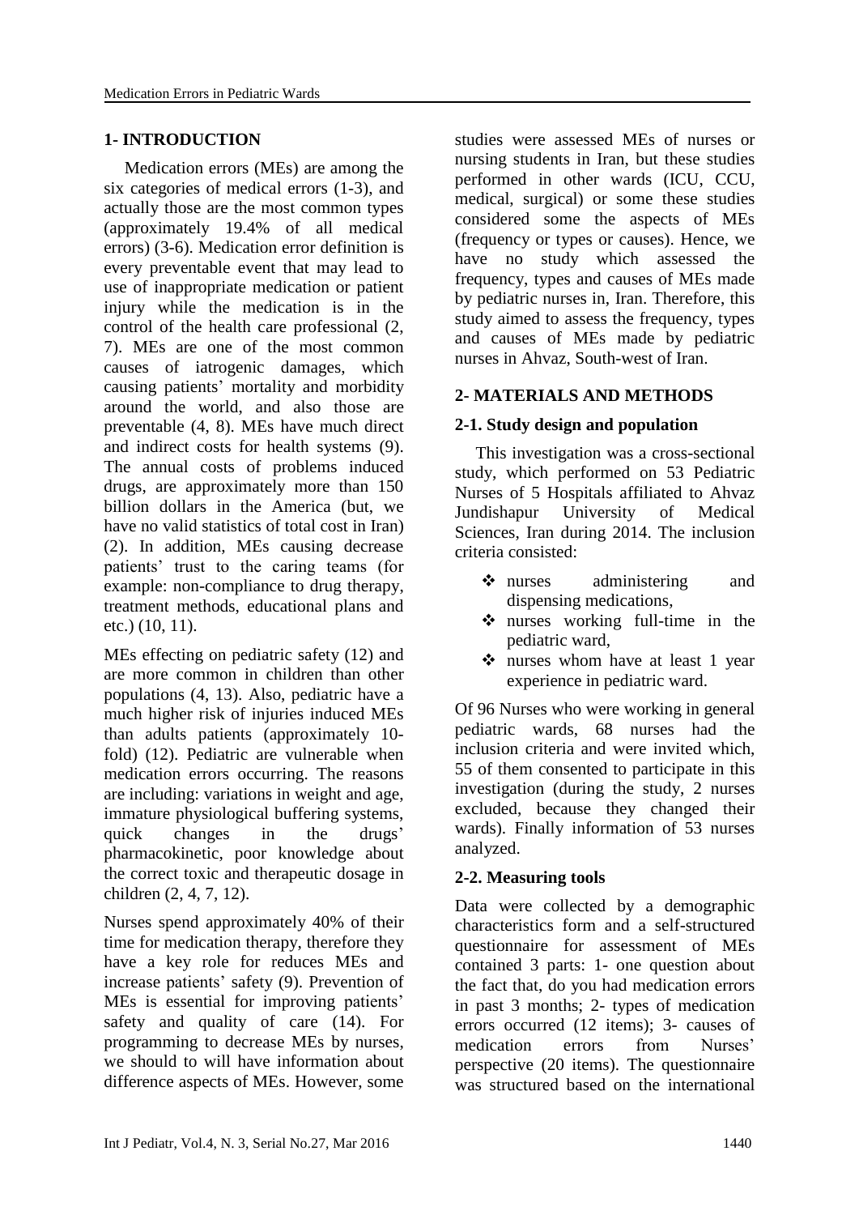## 1- INTRODUCTION

Medication errors (MEs) are among the six categories of medical errors (1-3), and actually those are the most common types (approximately 19.4% of all medical errors) (3-6). Medication error definition is every preventable event that may lead to use of inappropriate medication or patient injury while the medication is in the control of the health care professional (2, 7). MEs are one of the most common causes of iatrogenic damages, which causing patients' mortality and morbidity around the world, and also those are preventable (4, 8). MEs have much direct and indirect costs for health systems (9). The annual costs of problems induced drugs, are approximately more than 150 billion dollars in the America (but, we have no valid statistics of total cost in Iran) (2). In addition, MEs causing decrease patients' trust to the caring teams (for example: non-compliance to drug therapy, treatment methods, educational plans and etc.) (10, 11).

MEs effecting on pediatric safety (12) and are more common in children than other populations (4, 13). Also, pediatric have a much higher risk of injuries induced MEs than adults patients (approximately 10-fold) (12). Pediatric are vulnerable when medication errors occurring. The reasons are including: variations in weight and age, immature physiological buffering systems, quick changes in the drugs' pharmacokinetic, poor knowledge about the correct toxic and therapeutic dosage in children (2, 4, 7, 12).

Nurses spend approximately 40% of their time for medication therapy, therefore they have a key role for reduces MEs and increase patients' safety (9). Prevention of MEs is essential for improving patients' safety and quality of care (14). For programming to decrease MEs by nurses, we should to will have information about difference aspects of MEs. However, some studies were assessed MEs of nurses or nursing students in Iran, but these studies performed in other wards (ICU, CCU, medical, surgical) or some these studies considered some the aspects of MEs (frequency or types or causes). Hence, we have no study which assessed the frequency, types and causes of MEs made by pediatric nurses in, Iran. Therefore, this study aimed to assess the frequency, types and causes of MEs made by pediatric nurses in Ahvaz, South-west of Iran.

## 2- MATERIALS AND METHODS

### 2-1. Study design and population

This investigation was a cross-sectional study, which performed on 53 Pediatric Nurses of 5 Hospitals affiliated to Ahvaz Jundishapur University of Medical Sciences, Iran during 2014. The inclusion criteria consisted:

- nurses administering and dispensing medications,
- nurses working full-time in the pediatric ward,
- nurses whom have at least 1 year experience in pediatric ward.

Of 96 Nurses who were working in general pediatric wards, 68 nurses had the inclusion criteria and were invited which, 55 of them consented to participate in this investigation (during the study, 2 nurses excluded, because they changed their wards). Finally information of 53 nurses analyzed.

### 2-2. Measuring tools

Data were collected by a demographic characteristics form and a self-structured questionnaire for assessment of MEs contained 3 parts: 1- one question about the fact that, do you had medication errors in past 3 months; 2- types of medication errors occurred (12 items); 3- causes of medication errors from Nurses' perspective (20 items). The questionnaire was structured based on the international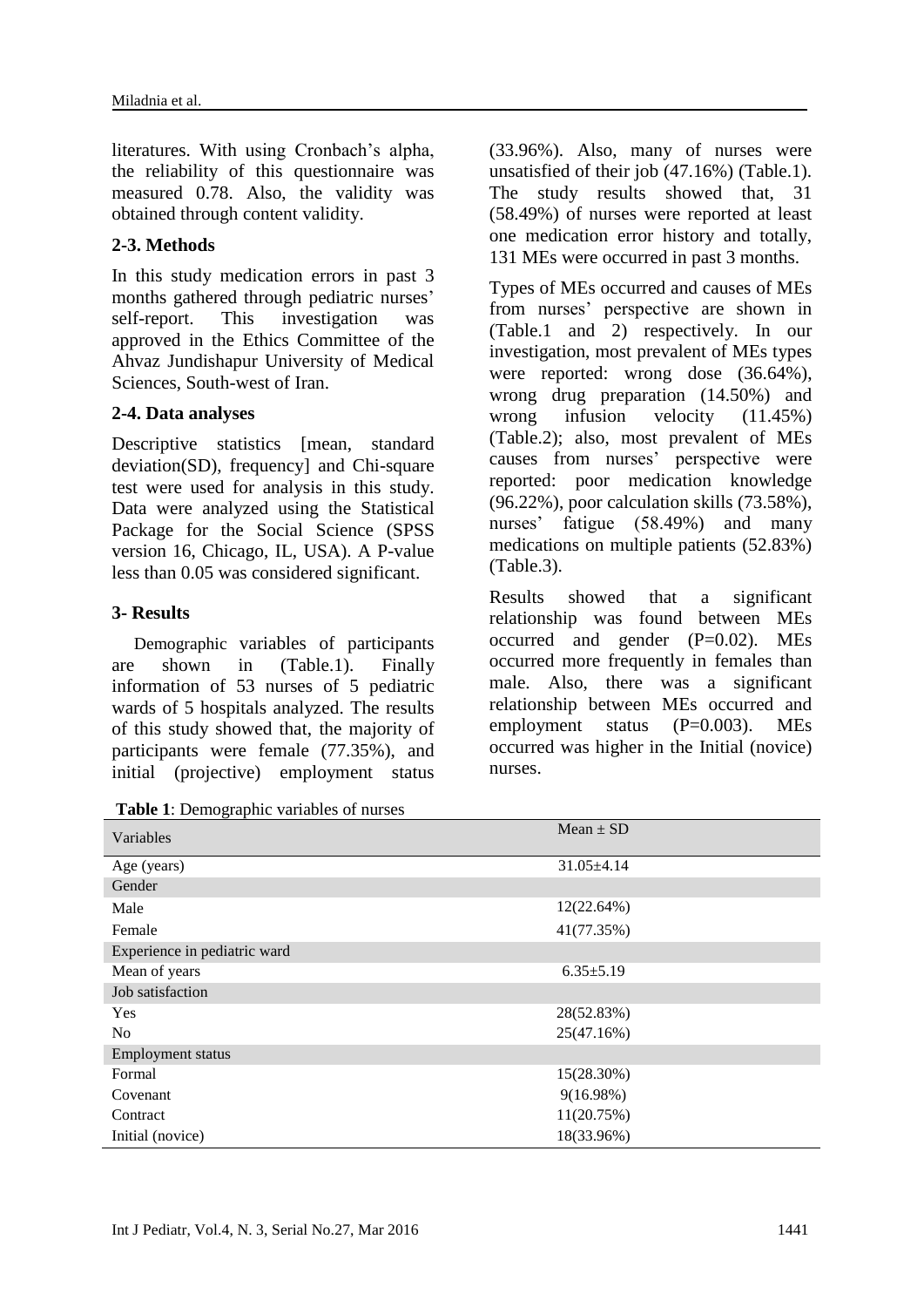literatures. With using Cronbach's alpha, the reliability of this questionnaire was measured 0.78. Also, the validity was obtained through content validity.

### 2-3. Methods

In this study medication errors in past 3 months gathered through pediatric nurses' self-report. This investigation was approved in the Ethics Committee of the Ahvaz Jundishapur University of Medical Sciences, South-west of Iran.

### 2-4. Data analyses

Descriptive statistics [mean, standard deviation(SD), frequency] and Chi-square test were used for analysis in this study. Data were analyzed using the Statistical Package for the Social Science (SPSS version 16, Chicago, IL, USA). A P-value less than 0.05 was considered significant.

## 3- Results

Demographic variables of participants are shown in (Table.1). Finally information of 53 nurses of 5 pediatric wards of 5 hospitals analyzed. The results of this study showed that, the majority of participants were female (77.35%), and initial (projective) employment status (33.96%). Also, many of nurses were unsatisfied of their job (47.16%) (Table.1). The study results showed that, 31 (58.49%) of nurses were reported at least one medication error history and totally, 131 MEs were occurred in past 3 months.

Types of MEs occurred and causes of MEs from nurses' perspective are shown in (Table.1 and 2) respectively. In our investigation, most prevalent of MEs types were reported: wrong dose (36.64%), wrong drug preparation (14.50%) and wrong infusion velocity (11.45%) (Table.2); also, most prevalent of MEs causes from nurses' perspective were reported: poor medication knowledge (96.22%), poor calculation skills (73.58%), nurses' fatigue (58.49%) and many medications on multiple patients (52.83%) (Table.3).

Results showed that a significant relationship was found between MEs occurred and gender (P=0.02). MEs occurred more frequently in females than male. Also, there was a significant relationship between MEs occurred and employment status (P=0.003). MEs occurred was higher in the Initial (novice) nurses.

**Table 1**: Demographic variables of nurses

| Variables | Mean ± SD |
|---|---|
| Age (years) | 31.05±4.14 |
| Gender | |
| Male | 12(22.64%) |
| Female | 41(77.35%) |
| Experience in pediatric ward | |
| Mean of years | 6.35±5.19 |
| Job satisfaction | |
| Yes | 28(52.83%) |
| No | 25(47.16%) |
| Employment status | |
| Formal | 15(28.30%) |
| Covenant | 9(16.98%) |
| Contract | 11(20.75%) |
| Initial (novice) | 18(33.96%) |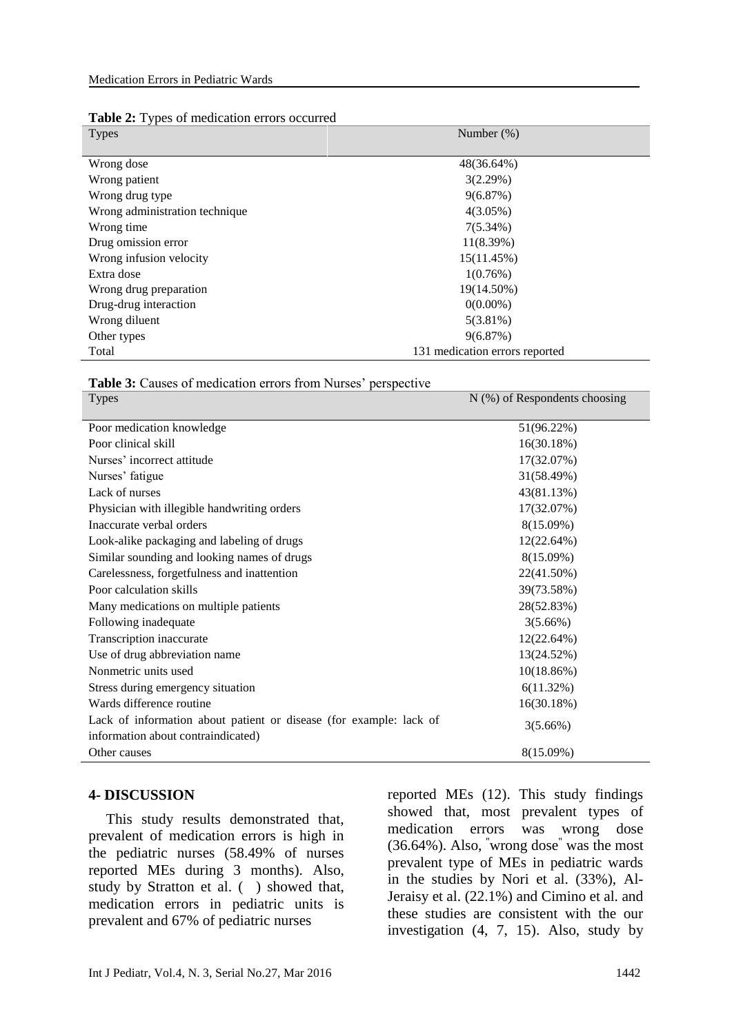**Table 2:** Types of medication errors occurred

| Types | Number (%) |
|---|---|
| Wrong dose | 48(36.64%) |
| Wrong patient | 3(2.29%) |
| Wrong drug type | 9(6.87%) |
| Wrong administration technique | 4(3.05%) |
| Wrong time | 7(5.34%) |
| Drug omission error | 11(8.39%) |
| Wrong infusion velocity | 15(11.45%) |
| Extra dose | 1(0.76%) |
| Wrong drug preparation | 19(14.50%) |
| Drug-drug interaction | 0(0.00%) |
| Wrong diluent | 5(3.81%) |
| Other types | 9(6.87%) |
| Total | 131 medication errors reported |

**Table 3:** Causes of medication errors from Nurses' perspective

| Types | N (%) of Respondents choosing |
|---|---|
| Poor medication knowledge | 51(96.22%) |
| Poor clinical skill | 16(30.18%) |
| Nurses' incorrect attitude | 17(32.07%) |
| Nurses' fatigue | 31(58.49%) |
| Lack of nurses | 43(81.13%) |
| Physician with illegible handwriting orders | 17(32.07%) |
| Inaccurate verbal orders | 8(15.09%) |
| Look-alike packaging and labeling of drugs | 12(22.64%) |
| Similar sounding and looking names of drugs | 8(15.09%) |
| Carelessness, forgetfulness and inattention | 22(41.50%) |
| Poor calculation skills | 39(73.58%) |
| Many medications on multiple patients | 28(52.83%) |
| Following inadequate | 3(5.66%) |
| Transcription inaccurate | 12(22.64%) |
| Use of drug abbreviation name | 13(24.52%) |
| Nonmetric units used | 10(18.86%) |
| Stress during emergency situation | 6(11.32%) |
| Wards difference routine | 16(30.18%) |
| Lack of information about patient or disease (for example: lack of information about contraindicated) | 3(5.66%) |
| Other causes | 8(15.09%) |

## 4- DISCUSSION

This study results demonstrated that, prevalent of medication errors is high in the pediatric nurses (58.49% of nurses reported MEs during 3 months). Also, study by Stratton et al. ( ) showed that, medication errors in pediatric units is prevalent and 67% of pediatric nurses reported MEs (12). This study findings showed that, most prevalent types of medication errors was wrong dose (36.64%). Also, "wrong dose" was the most prevalent type of MEs in pediatric wards in the studies by Nori et al. (33%), Al-Jeraisy et al. (22.1%) and Cimino et al. and these studies are consistent with the our investigation (4, 7, 15). Also, study by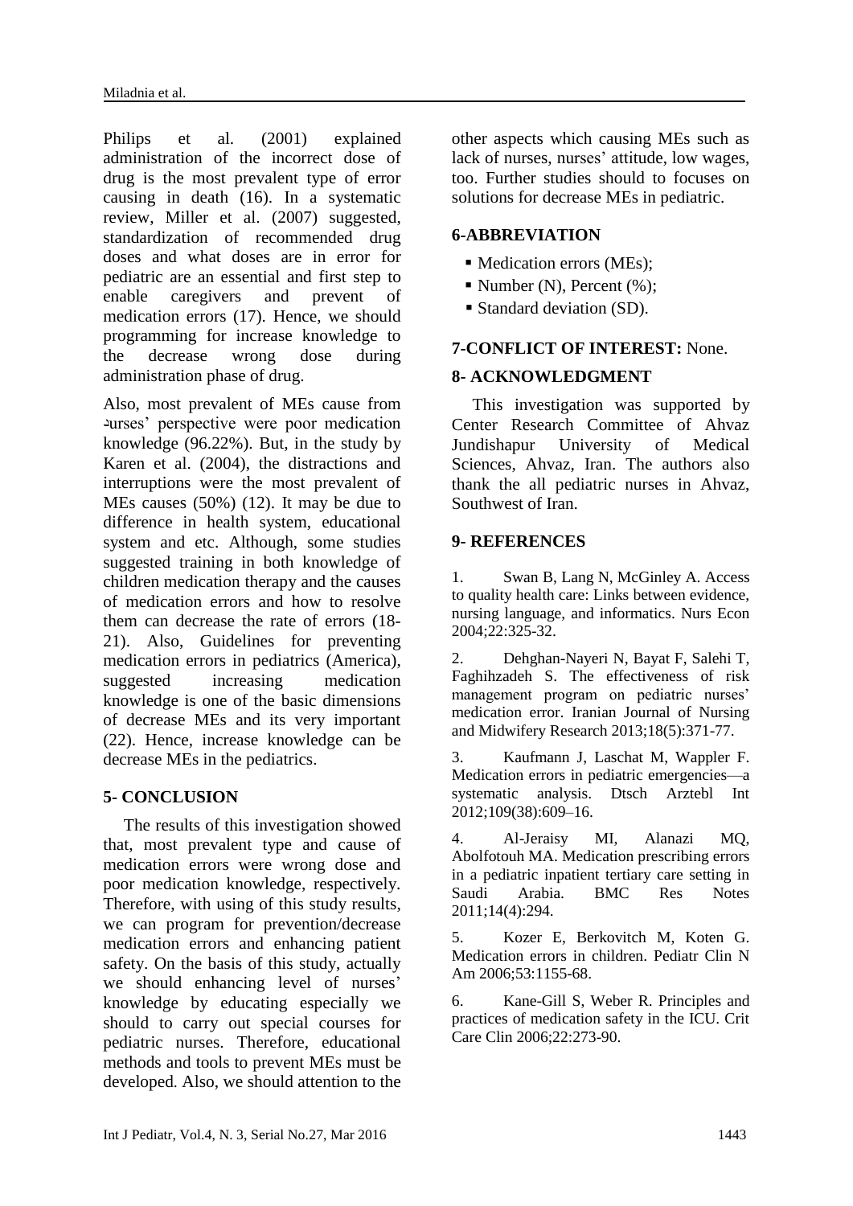Philips et al. (2001) explained administration of the incorrect dose of drug is the most prevalent type of error causing in death (16). In a systematic review, Miller et al. (2007) suggested, standardization of recommended drug doses and what doses are in error for pediatric are an essential and first step to enable caregivers and prevent of medication errors (17). Hence, we should programming for increase knowledge to the decrease wrong dose during administration phase of drug.

Also, most prevalent of MEs cause from nurses' perspective were poor medication knowledge (96.22%). But, in the study by Karen et al. (2004), the distractions and interruptions were the most prevalent of MEs causes (50%) (12). It may be due to difference in health system, educational system and etc. Although, some studies suggested training in both knowledge of children medication therapy and the causes of medication errors and how to resolve them can decrease the rate of errors (18-21). Also, Guidelines for preventing medication errors in pediatrics (America), suggested increasing medication knowledge is one of the basic dimensions of decrease MEs and its very important (22). Hence, increase knowledge can be decrease MEs in the pediatrics.

## 5- CONCLUSION

The results of this investigation showed that, most prevalent type and cause of medication errors were wrong dose and poor medication knowledge, respectively. Therefore, with using of this study results, we can program for prevention/decrease medication errors and enhancing patient safety. On the basis of this study, actually we should enhancing level of nurses' knowledge by educating especially we should to carry out special courses for pediatric nurses. Therefore, educational methods and tools to prevent MEs must be developed. Also, we should attention to the other aspects which causing MEs such as lack of nurses, nurses' attitude, low wages, too. Further studies should to focuses on solutions for decrease MEs in pediatric.

## 6-ABBREVIATION

- Medication errors (MEs);
- Number (N), Percent (%);
- Standard deviation (SD).

## 7-CONFLICT OF INTEREST: None.

## 8- ACKNOWLEDGMENT

This investigation was supported by Center Research Committee of Ahvaz Jundishapur University of Medical Sciences, Ahvaz, Iran. The authors also thank the all pediatric nurses in Ahvaz, Southwest of Iran.

## 9- REFERENCES

1. Swan B, Lang N, McGinley A. Access to quality health care: Links between evidence, nursing language, and informatics. Nurs Econ 2004;22:325-32.

2. Dehghan-Nayeri N, Bayat F, Salehi T, Faghihzadeh S. The effectiveness of risk management program on pediatric nurses' medication error. Iranian Journal of Nursing and Midwifery Research 2013;18(5):371-77.

3. Kaufmann J, Laschat M, Wappler F. Medication errors in pediatric emergencies—a systematic analysis. Dtsch Arztebl Int 2012;109(38):609–16.

4. Al-Jeraisy MI, Alanazi MQ, Abolfotouh MA. Medication prescribing errors in a pediatric inpatient tertiary care setting in Saudi Arabia. BMC Res Notes 2011;14(4):294.

5. Kozer E, Berkovitch M, Koten G. Medication errors in children. Pediatr Clin N Am 2006;53:1155-68.

6. Kane-Gill S, Weber R. Principles and practices of medication safety in the ICU. Crit Care Clin 2006;22:273-90.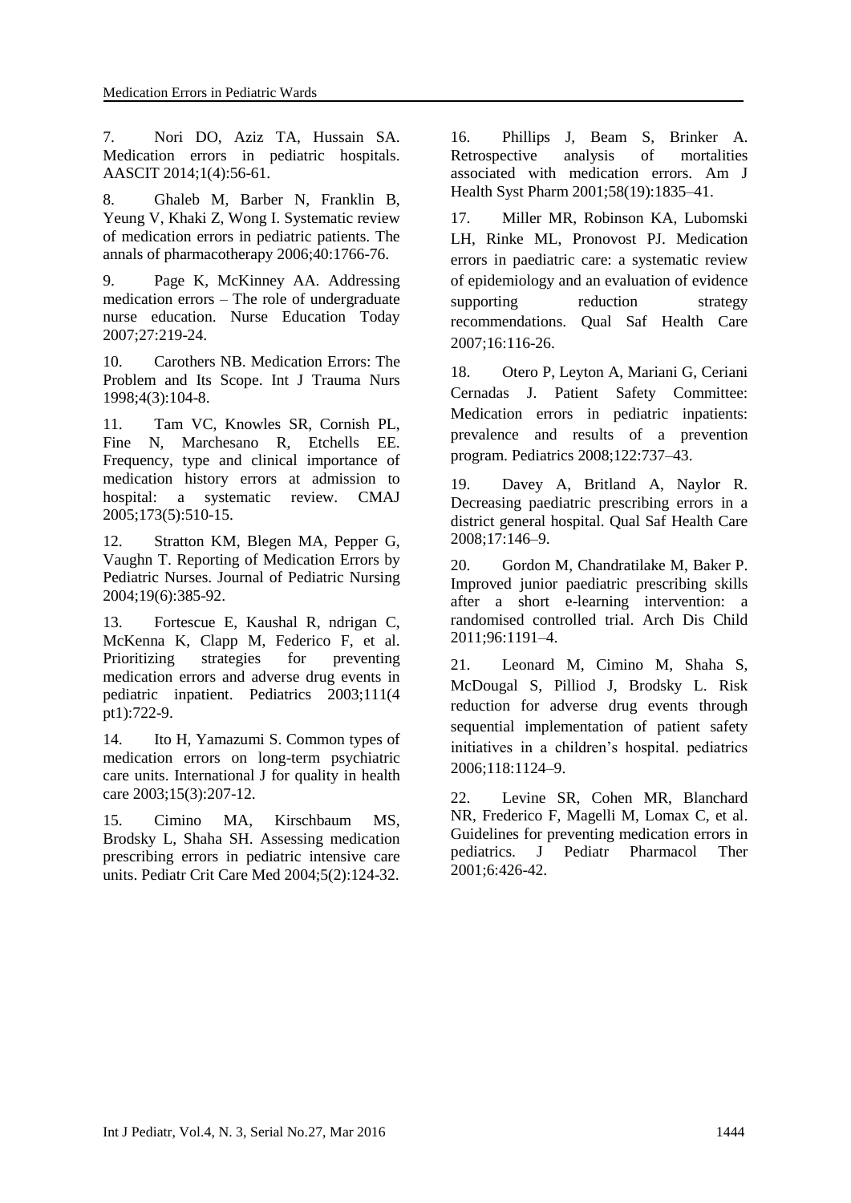7. Nori DO, Aziz TA, Hussain SA. Medication errors in pediatric hospitals. AASCIT 2014;1(4):56-61.

8. Ghaleb M, Barber N, Franklin B, Yeung V, Khaki Z, Wong I. Systematic review of medication errors in pediatric patients. The annals of pharmacotherapy 2006;40:1766-76.

9. Page K, McKinney AA. Addressing medication errors – The role of undergraduate nurse education. Nurse Education Today 2007;27:219-24.

10. Carothers NB. Medication Errors: The Problem and Its Scope. Int J Trauma Nurs 1998;4(3):104-8.

11. Tam VC, Knowles SR, Cornish PL, Fine N, Marchesano R, Etchells EE. Frequency, type and clinical importance of medication history errors at admission to hospital: a systematic review. CMAJ 2005;173(5):510-15.

12. Stratton KM, Blegen MA, Pepper G, Vaughn T. Reporting of Medication Errors by Pediatric Nurses. Journal of Pediatric Nursing 2004;19(6):385-92.

13. Fortescue E, Kaushal R, ndrigan C, McKenna K, Clapp M, Federico F, et al. Prioritizing strategies for preventing medication errors and adverse drug events in pediatric inpatient. Pediatrics 2003;111(4 pt1):722-9.

14. Ito H, Yamazumi S. Common types of medication errors on long-term psychiatric care units. International J for quality in health care 2003;15(3):207-12.

15. Cimino MA, Kirschbaum MS, Brodsky L, Shaha SH. Assessing medication prescribing errors in pediatric intensive care units. Pediatr Crit Care Med 2004;5(2):124-32.

16. Phillips J, Beam S, Brinker A. Retrospective analysis of mortalities associated with medication errors. Am J Health Syst Pharm 2001;58(19):1835–41.

17. Miller MR, Robinson KA, Lubomski LH, Rinke ML, Pronovost PJ. Medication errors in paediatric care: a systematic review of epidemiology and an evaluation of evidence supporting reduction strategy recommendations. Qual Saf Health Care 2007;16:116-26.

18. Otero P, Leyton A, Mariani G, Ceriani Cernadas J. Patient Safety Committee: Medication errors in pediatric inpatients: prevalence and results of a prevention program. Pediatrics 2008;122:737–43.

19. Davey A, Britland A, Naylor R. Decreasing paediatric prescribing errors in a district general hospital. Qual Saf Health Care 2008;17:146–9.

20. Gordon M, Chandratilake M, Baker P. Improved junior paediatric prescribing skills after a short e-learning intervention: a randomised controlled trial. Arch Dis Child 2011;96:1191–4.

21. Leonard M, Cimino M, Shaha S, McDougal S, Pilliod J, Brodsky L. Risk reduction for adverse drug events through sequential implementation of patient safety initiatives in a children's hospital. pediatrics 2006;118:1124–9.

22. Levine SR, Cohen MR, Blanchard NR, Frederico F, Magelli M, Lomax C, et al. Guidelines for preventing medication errors in pediatrics. J Pediatr Pharmacol Ther 2001;6:426-42.